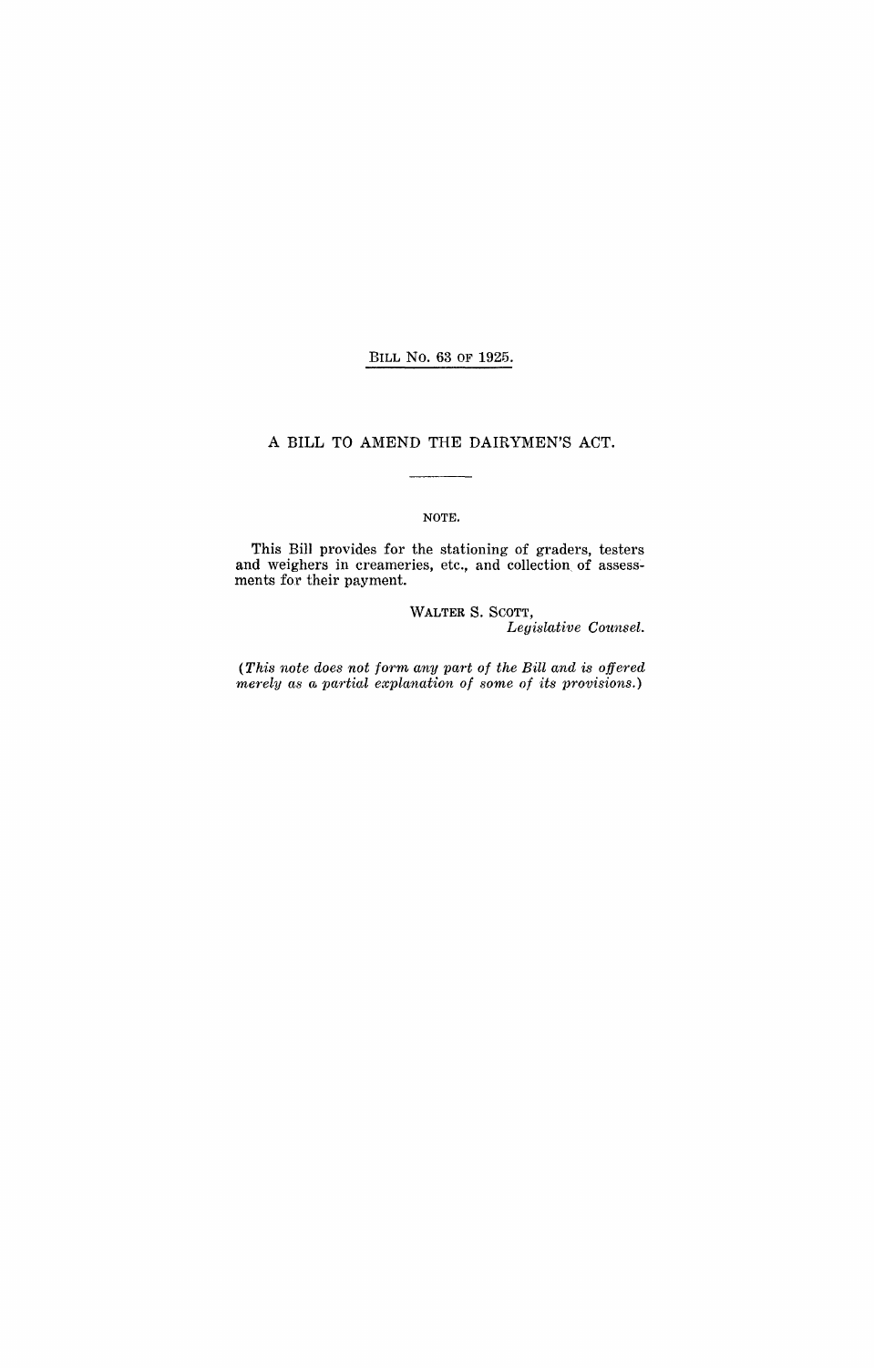BILL No. 63 OF 1925.

# A BILL TO AMEND THE DAIRYMEN'S ACT.

NOTE.

This Bill provides for the stationing of graders, testers and weighers in creameries, etc., and collection of assessments for their payment.

WALTER S. SCOTT,
*Legislative Counsel.*

*(This note does not form any part of the Bill and is offered merely as a partial explanation of some of its provisions.)*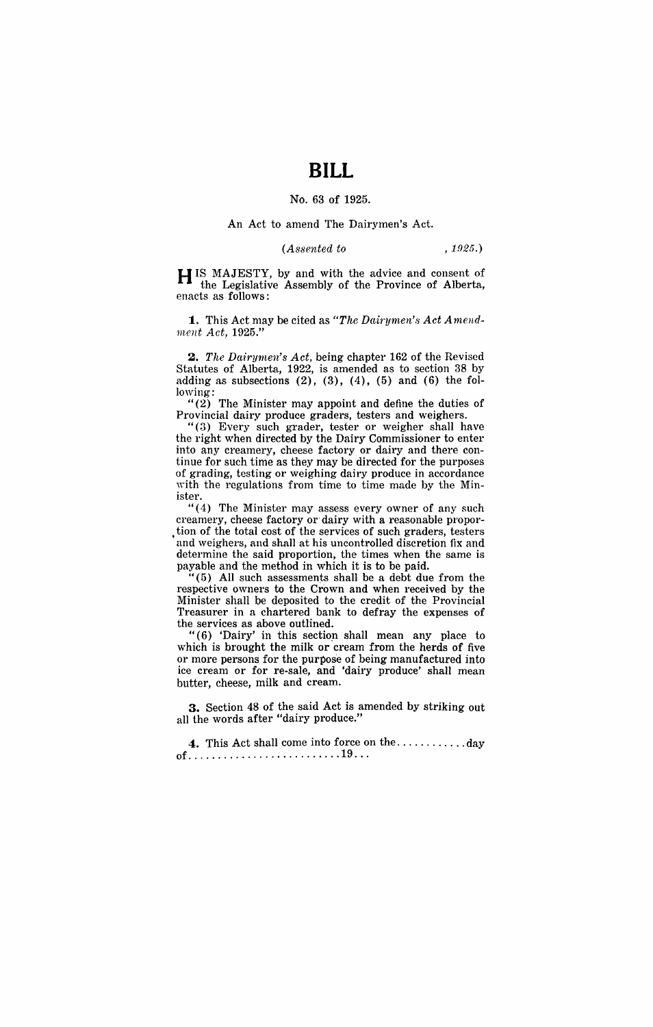# BILL

No. 63 of 1925.

An Act to amend The Dairymen's Act.

*(Assented to , 1925.)*

HIS MAJESTY, by and with the advice and consent of the Legislative Assembly of the Province of Alberta, enacts as follows:

**1.** This Act may be cited as *"The Dairymen's Act Amendment Act, 1925."*

**2.** *The Dairymen's Act*, being chapter 162 of the Revised Statutes of Alberta, 1922, is amended as to section 38 by adding as subsections (2), (3), (4), (5) and (6) the following:

"(2) The Minister may appoint and define the duties of Provincial dairy produce graders, testers and weighers.

"(3) Every such grader, tester or weigher shall have the right when directed by the Dairy Commissioner to enter into any creamery, cheese factory or dairy and there continue for such time as they may be directed for the purposes of grading, testing or weighing dairy produce in accordance with the regulations from time to time made by the Minister.

"(4) The Minister may assess every owner of any such creamery, cheese factory or dairy with a reasonable proportion of the total cost of the services of such graders, testers and weighers, and shall at his uncontrolled discretion fix and determine the said proportion, the times when the same is payable and the method in which it is to be paid.

"(5) All such assessments shall be a debt due from the respective owners to the Crown and when received by the Minister shall be deposited to the credit of the Provincial Treasurer in a chartered bank to defray the expenses of the services as above outlined.

"(6) 'Dairy' in this section shall mean any place to which is brought the milk or cream from the herds of five or more persons for the purpose of being manufactured into ice cream or for re-sale, and 'dairy produce' shall mean butter, cheese, milk and cream.

**3.** Section 48 of the said Act is amended by striking out all the words after "dairy produce."

**4.** This Act shall come into force on the............day of..........................19...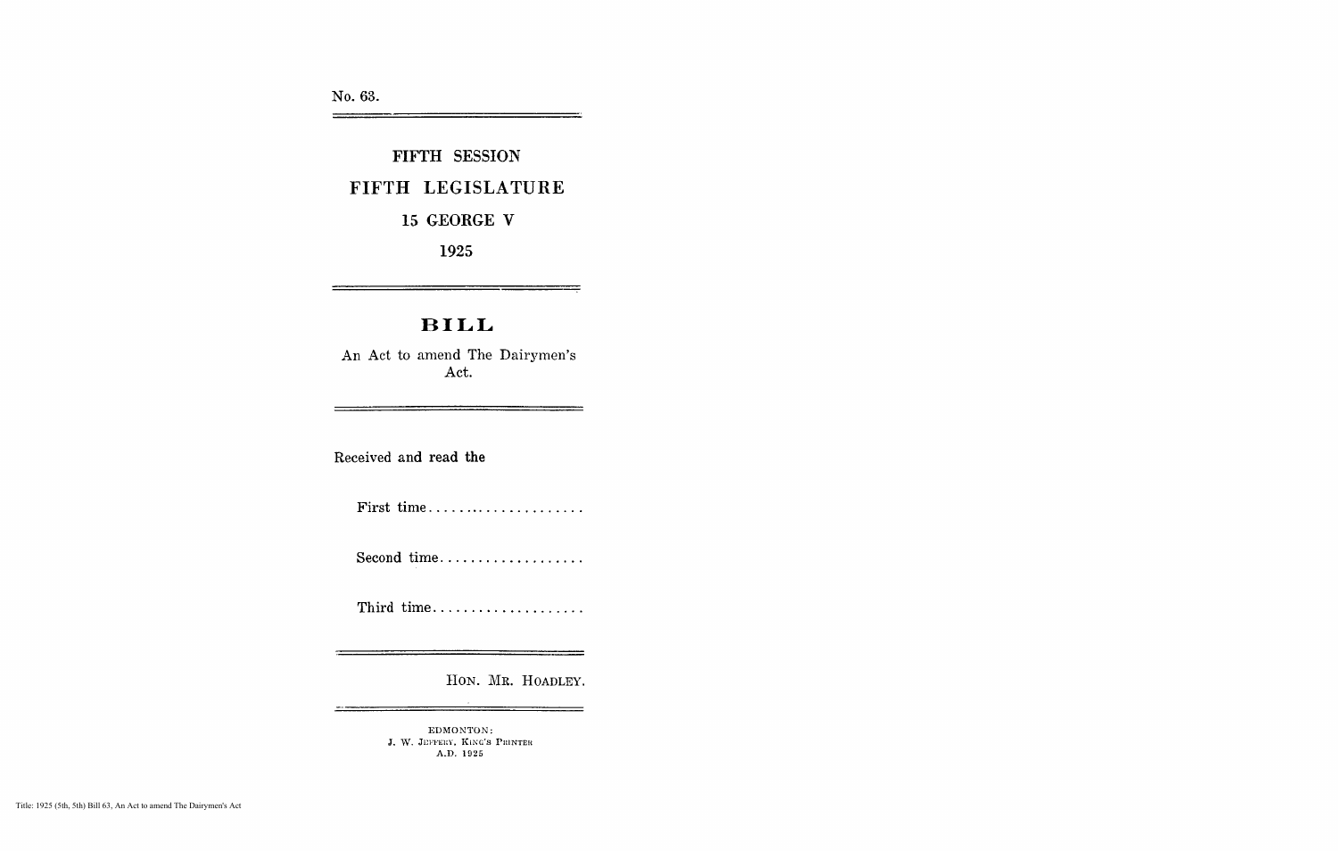No. 63.

# FIFTH SESSION

# FIFTH LEGISLATURE

## 15 GEORGE V

## 1925

# BILL

An Act to amend The Dairymen's Act.

Received and read the

First time....................

Second time..................

Third time...................

HON. MR. HOADLEY.

EDMONTON:
J. W. JEFFERY, KING'S PRINTER
A.D. 1925

Title: 1925 (5th, 5th) Bill 63, An Act to amend The Dairymen's Act